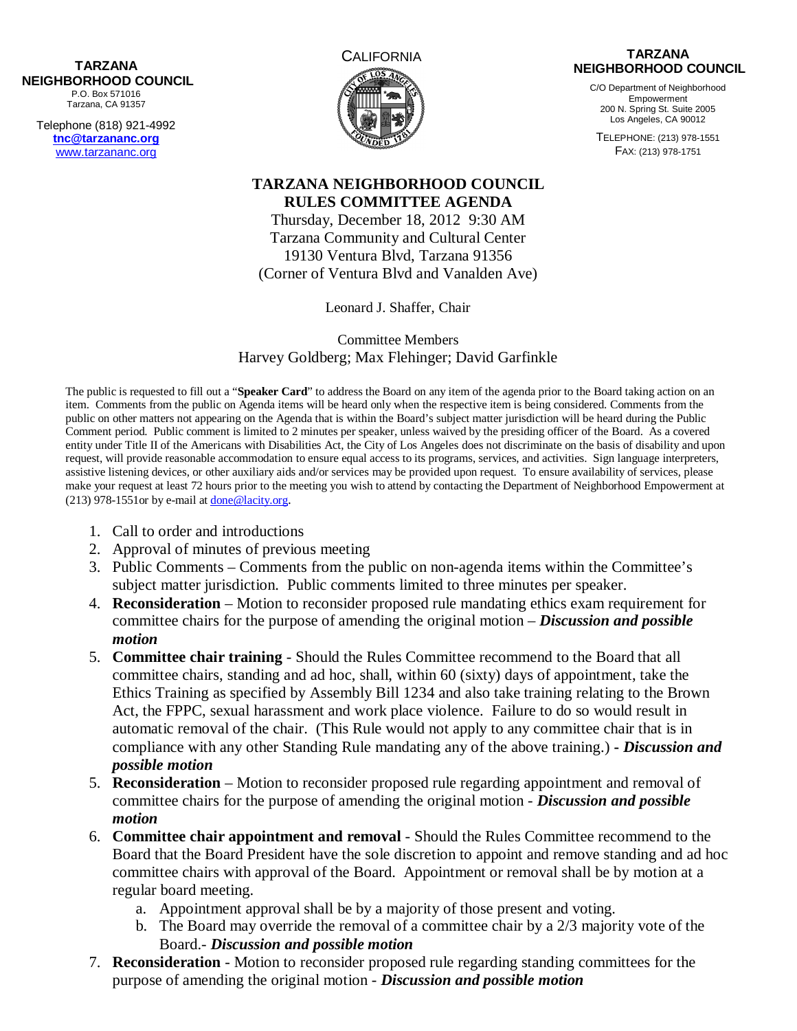**TARZANA NEIGHBORHOOD COUNCIL**
P.O. Box 571016
Tarzana, CA 91357

Telephone (818) 921-4992
**tnc@tarzananc.org**
www.tarzananc.org

CALIFORNIA

**TARZANA NEIGHBORHOOD COUNCIL**
C/O Department of Neighborhood Empowerment
200 N. Spring St. Suite 2005
Los Angeles, CA 90012

TELEPHONE: (213) 978-1551
FAX: (213) 978-1751

# TARZANA NEIGHBORHOOD COUNCIL
## RULES COMMITTEE AGENDA

Thursday, December 18, 2012 9:30 AM
Tarzana Community and Cultural Center
19130 Ventura Blvd, Tarzana 91356
(Corner of Ventura Blvd and Vanalden Ave)

Leonard J. Shaffer, Chair

Committee Members
Harvey Goldberg; Max Flehinger; David Garfinkle

The public is requested to fill out a "**Speaker Card**" to address the Board on any item of the agenda prior to the Board taking action on an item. Comments from the public on Agenda items will be heard only when the respective item is being considered. Comments from the public on other matters not appearing on the Agenda that is within the Board's subject matter jurisdiction will be heard during the Public Comment period. Public comment is limited to 2 minutes per speaker, unless waived by the presiding officer of the Board. As a covered entity under Title II of the Americans with Disabilities Act, the City of Los Angeles does not discriminate on the basis of disability and upon request, will provide reasonable accommodation to ensure equal access to its programs, services, and activities. Sign language interpreters, assistive listening devices, or other auxiliary aids and/or services may be provided upon request. To ensure availability of services, please make your request at least 72 hours prior to the meeting you wish to attend by contacting the Department of Neighborhood Empowerment at (213) 978-1551or by e-mail at done@lacity.org.

1. Call to order and introductions
2. Approval of minutes of previous meeting
3. Public Comments – Comments from the public on non-agenda items within the Committee's subject matter jurisdiction. Public comments limited to three minutes per speaker.
4. **Reconsideration** – Motion to reconsider proposed rule mandating ethics exam requirement for committee chairs for the purpose of amending the original motion – ***Discussion and possible motion***
5. **Committee chair training** - Should the Rules Committee recommend to the Board that all committee chairs, standing and ad hoc, shall, within 60 (sixty) days of appointment, take the Ethics Training as specified by Assembly Bill 1234 and also take training relating to the Brown Act, the FPPC, sexual harassment and work place violence. Failure to do so would result in automatic removal of the chair. (This Rule would not apply to any committee chair that is in compliance with any other Standing Rule mandating any of the above training.) - ***Discussion and possible motion***
5. **Reconsideration** – Motion to reconsider proposed rule regarding appointment and removal of committee chairs for the purpose of amending the original motion - ***Discussion and possible motion***
6. **Committee chair appointment and removal** - Should the Rules Committee recommend to the Board that the Board President have the sole discretion to appoint and remove standing and ad hoc committee chairs with approval of the Board. Appointment or removal shall be by motion at a regular board meeting.
   a. Appointment approval shall be by a majority of those present and voting.
   b. The Board may override the removal of a committee chair by a 2/3 majority vote of the Board.- ***Discussion and possible motion***
7. **Reconsideration** - Motion to reconsider proposed rule regarding standing committees for the purpose of amending the original motion - ***Discussion and possible motion***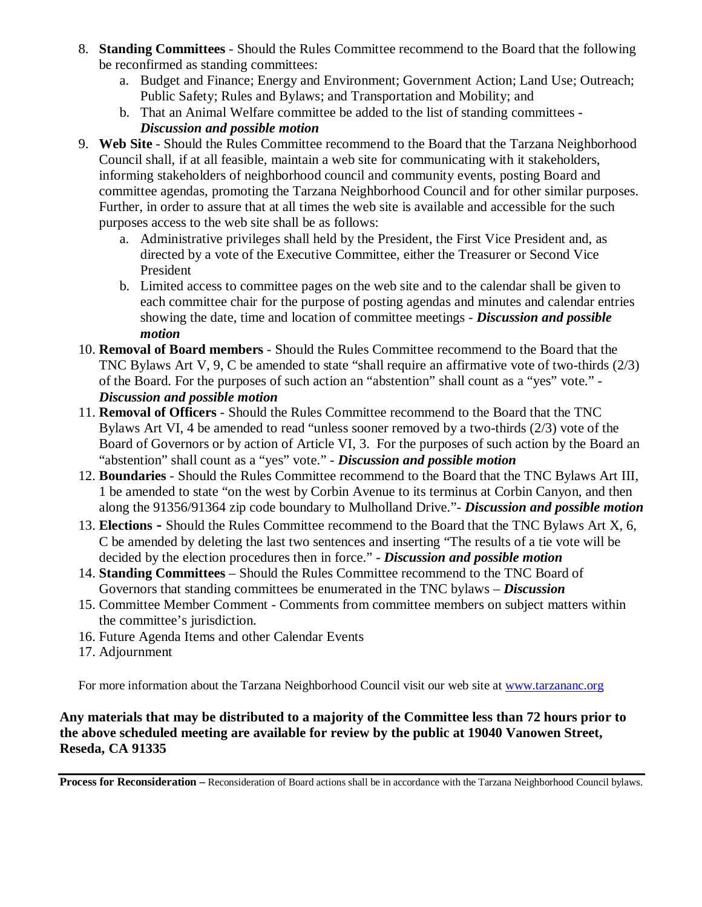8. **Standing Committees** - Should the Rules Committee recommend to the Board that the following be reconfirmed as standing committees:
   a. Budget and Finance; Energy and Environment; Government Action; Land Use; Outreach; Public Safety; Rules and Bylaws; and Transportation and Mobility; and
   b. That an Animal Welfare committee be added to the list of standing committees - ***Discussion and possible motion***
9. **Web Site** - Should the Rules Committee recommend to the Board that the Tarzana Neighborhood Council shall, if at all feasible, maintain a web site for communicating with it stakeholders, informing stakeholders of neighborhood council and community events, posting Board and committee agendas, promoting the Tarzana Neighborhood Council and for other similar purposes. Further, in order to assure that at all times the web site is available and accessible for the such purposes access to the web site shall be as follows:
   a. Administrative privileges shall held by the President, the First Vice President and, as directed by a vote of the Executive Committee, either the Treasurer or Second Vice President
   b. Limited access to committee pages on the web site and to the calendar shall be given to each committee chair for the purpose of posting agendas and minutes and calendar entries showing the date, time and location of committee meetings - ***Discussion and possible motion***
10. **Removal of Board members** - Should the Rules Committee recommend to the Board that the TNC Bylaws Art V, 9, C be amended to state "shall require an affirmative vote of two-thirds (2/3) of the Board. For the purposes of such action an "abstention" shall count as a "yes" vote." - ***Discussion and possible motion***
11. **Removal of Officers** - Should the Rules Committee recommend to the Board that the TNC Bylaws Art VI, 4 be amended to read "unless sooner removed by a two-thirds (2/3) vote of the Board of Governors or by action of Article VI, 3. For the purposes of such action by the Board an "abstention" shall count as a "yes" vote." - ***Discussion and possible motion***
12. **Boundaries** - Should the Rules Committee recommend to the Board that the TNC Bylaws Art III, 1 be amended to state "on the west by Corbin Avenue to its terminus at Corbin Canyon, and then along the 91356/91364 zip code boundary to Mulholland Drive."- ***Discussion and possible motion***
13. **Elections -** Should the Rules Committee recommend to the Board that the TNC Bylaws Art X, 6, C be amended by deleting the last two sentences and inserting "The results of a tie vote will be decided by the election procedures then in force." - ***Discussion and possible motion***
14. **Standing Committees** – Should the Rules Committee recommend to the TNC Board of Governors that standing committees be enumerated in the TNC bylaws – ***Discussion***
15. Committee Member Comment - Comments from committee members on subject matters within the committee's jurisdiction.
16. Future Agenda Items and other Calendar Events
17. Adjournment

For more information about the Tarzana Neighborhood Council visit our web site at www.tarzananc.org

**Any materials that may be distributed to a majority of the Committee less than 72 hours prior to the above scheduled meeting are available for review by the public at 19040 Vanowen Street, Reseda, CA 91335**

---

**Process for Reconsideration –** Reconsideration of Board actions shall be in accordance with the Tarzana Neighborhood Council bylaws.